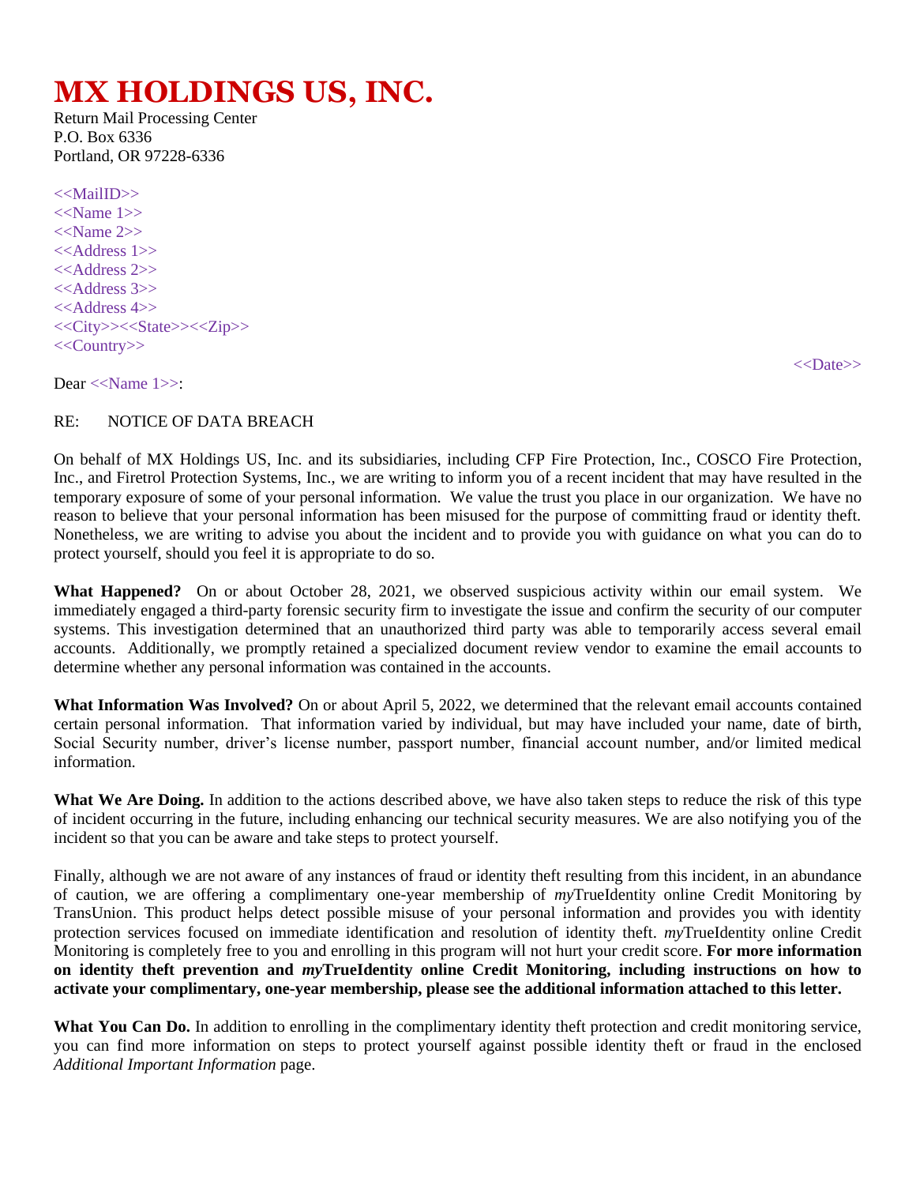# MX HOLDINGS US, INC.

Return Mail Processing Center
P.O. Box 6336
Portland, OR 97228-6336

<<MailID>>
<<Name 1>>
<<Name 2>>
<<Address 1>>
<<Address 2>>
<<Address 3>>
<<Address 4>>
<<City>><<State>><<Zip>>
<<Country>>

<<Date>>

Dear <<Name 1>>:

RE: NOTICE OF DATA BREACH

On behalf of MX Holdings US, Inc. and its subsidiaries, including CFP Fire Protection, Inc., COSCO Fire Protection, Inc., and Firetrol Protection Systems, Inc., we are writing to inform you of a recent incident that may have resulted in the temporary exposure of some of your personal information. We value the trust you place in our organization. We have no reason to believe that your personal information has been misused for the purpose of committing fraud or identity theft. Nonetheless, we are writing to advise you about the incident and to provide you with guidance on what you can do to protect yourself, should you feel it is appropriate to do so.

**What Happened?** On or about October 28, 2021, we observed suspicious activity within our email system. We immediately engaged a third-party forensic security firm to investigate the issue and confirm the security of our computer systems. This investigation determined that an unauthorized third party was able to temporarily access several email accounts. Additionally, we promptly retained a specialized document review vendor to examine the email accounts to determine whether any personal information was contained in the accounts.

**What Information Was Involved?** On or about April 5, 2022, we determined that the relevant email accounts contained certain personal information. That information varied by individual, but may have included your name, date of birth, Social Security number, driver's license number, passport number, financial account number, and/or limited medical information.

**What We Are Doing.** In addition to the actions described above, we have also taken steps to reduce the risk of this type of incident occurring in the future, including enhancing our technical security measures. We are also notifying you of the incident so that you can be aware and take steps to protect yourself.

Finally, although we are not aware of any instances of fraud or identity theft resulting from this incident, in an abundance of caution, we are offering a complimentary one-year membership of *my*TrueIdentity online Credit Monitoring by TransUnion. This product helps detect possible misuse of your personal information and provides you with identity protection services focused on immediate identification and resolution of identity theft. *my*TrueIdentity online Credit Monitoring is completely free to you and enrolling in this program will not hurt your credit score. **For more information on identity theft prevention and *my*TrueIdentity online Credit Monitoring, including instructions on how to activate your complimentary, one-year membership, please see the additional information attached to this letter.**

**What You Can Do.** In addition to enrolling in the complimentary identity theft protection and credit monitoring service, you can find more information on steps to protect yourself against possible identity theft or fraud in the enclosed *Additional Important Information* page.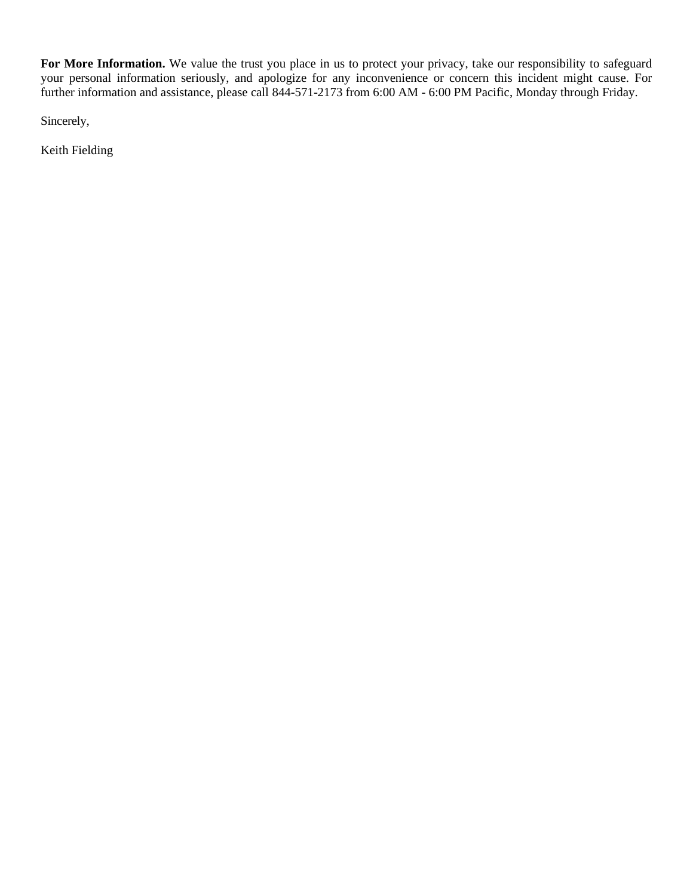**For More Information.** We value the trust you place in us to protect your privacy, take our responsibility to safeguard your personal information seriously, and apologize for any inconvenience or concern this incident might cause. For further information and assistance, please call 844-571-2173 from 6:00 AM - 6:00 PM Pacific, Monday through Friday.

Sincerely,

Keith Fielding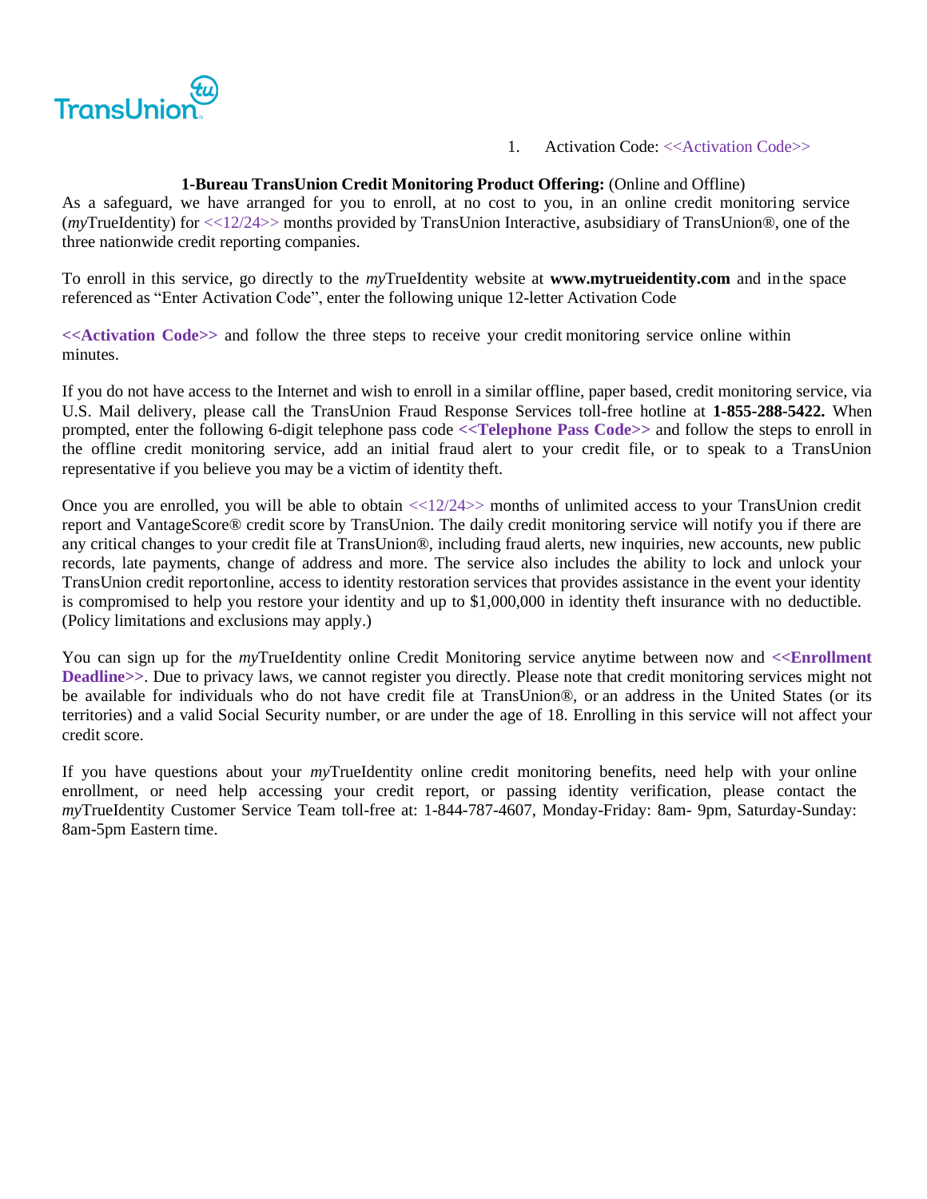1. Activation Code: <<Activation Code>>

**1-Bureau TransUnion Credit Monitoring Product Offering:** (Online and Offline)

As a safeguard, we have arranged for you to enroll, at no cost to you, in an online credit monitoring service (*my*TrueIdentity) for <<12/24>> months provided by TransUnion Interactive, asubsidiary of TransUnion®, one of the three nationwide credit reporting companies.

To enroll in this service, go directly to the *my*TrueIdentity website at **www.mytrueidentity.com** and in the space referenced as "Enter Activation Code", enter the following unique 12-letter Activation Code

**<<Activation Code>>** and follow the three steps to receive your credit monitoring service online within minutes.

If you do not have access to the Internet and wish to enroll in a similar offline, paper based, credit monitoring service, via U.S. Mail delivery, please call the TransUnion Fraud Response Services toll-free hotline at **1-855-288-5422.** When prompted, enter the following 6-digit telephone pass code **<<Telephone Pass Code>>** and follow the steps to enroll in the offline credit monitoring service, add an initial fraud alert to your credit file, or to speak to a TransUnion representative if you believe you may be a victim of identity theft.

Once you are enrolled, you will be able to obtain <<12/24>> months of unlimited access to your TransUnion credit report and VantageScore® credit score by TransUnion. The daily credit monitoring service will notify you if there are any critical changes to your credit file at TransUnion®, including fraud alerts, new inquiries, new accounts, new public records, late payments, change of address and more. The service also includes the ability to lock and unlock your TransUnion credit reportonline, access to identity restoration services that provides assistance in the event your identity is compromised to help you restore your identity and up to $1,000,000 in identity theft insurance with no deductible. (Policy limitations and exclusions may apply.)

You can sign up for the *my*TrueIdentity online Credit Monitoring service anytime between now and **<<Enrollment Deadline>>**. Due to privacy laws, we cannot register you directly. Please note that credit monitoring services might not be available for individuals who do not have credit file at TransUnion®, or an address in the United States (or its territories) and a valid Social Security number, or are under the age of 18. Enrolling in this service will not affect your credit score.

If you have questions about your *my*TrueIdentity online credit monitoring benefits, need help with your online enrollment, or need help accessing your credit report, or passing identity verification, please contact the *my*TrueIdentity Customer Service Team toll-free at: 1-844-787-4607, Monday-Friday: 8am- 9pm, Saturday-Sunday: 8am-5pm Eastern time.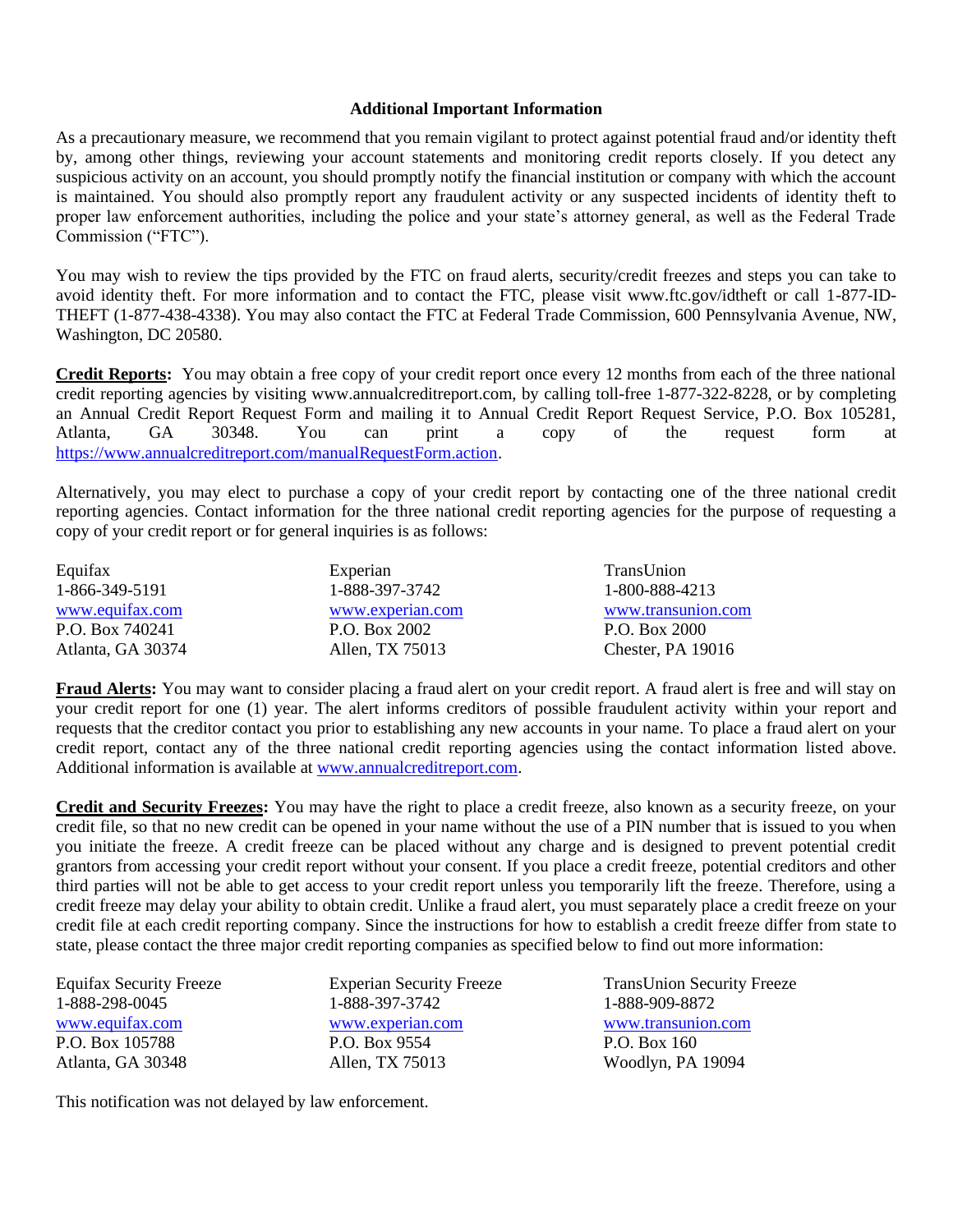**Additional Important Information**

As a precautionary measure, we recommend that you remain vigilant to protect against potential fraud and/or identity theft by, among other things, reviewing your account statements and monitoring credit reports closely. If you detect any suspicious activity on an account, you should promptly notify the financial institution or company with which the account is maintained. You should also promptly report any fraudulent activity or any suspected incidents of identity theft to proper law enforcement authorities, including the police and your state's attorney general, as well as the Federal Trade Commission ("FTC").

You may wish to review the tips provided by the FTC on fraud alerts, security/credit freezes and steps you can take to avoid identity theft. For more information and to contact the FTC, please visit www.ftc.gov/idtheft or call 1-877-ID-THEFT (1-877-438-4338). You may also contact the FTC at Federal Trade Commission, 600 Pennsylvania Avenue, NW, Washington, DC 20580.

**Credit Reports:** You may obtain a free copy of your credit report once every 12 months from each of the three national credit reporting agencies by visiting www.annualcreditreport.com, by calling toll-free 1-877-322-8228, or by completing an Annual Credit Report Request Form and mailing it to Annual Credit Report Request Service, P.O. Box 105281, Atlanta, GA 30348. You can print a copy of the request form at https://www.annualcreditreport.com/manualRequestForm.action.

Alternatively, you may elect to purchase a copy of your credit report by contacting one of the three national credit reporting agencies. Contact information for the three national credit reporting agencies for the purpose of requesting a copy of your credit report or for general inquiries is as follows:

| Equifax | Experian | TransUnion |
|---|---|---|
| 1-866-349-5191 | 1-888-397-3742 | 1-800-888-4213 |
| www.equifax.com | www.experian.com | www.transunion.com |
| P.O. Box 740241 | P.O. Box 2002 | P.O. Box 2000 |
| Atlanta, GA 30374 | Allen, TX 75013 | Chester, PA 19016 |

**Fraud Alerts:** You may want to consider placing a fraud alert on your credit report. A fraud alert is free and will stay on your credit report for one (1) year. The alert informs creditors of possible fraudulent activity within your report and requests that the creditor contact you prior to establishing any new accounts in your name. To place a fraud alert on your credit report, contact any of the three national credit reporting agencies using the contact information listed above. Additional information is available at www.annualcreditreport.com.

**Credit and Security Freezes:** You may have the right to place a credit freeze, also known as a security freeze, on your credit file, so that no new credit can be opened in your name without the use of a PIN number that is issued to you when you initiate the freeze. A credit freeze can be placed without any charge and is designed to prevent potential credit grantors from accessing your credit report without your consent. If you place a credit freeze, potential creditors and other third parties will not be able to get access to your credit report unless you temporarily lift the freeze. Therefore, using a credit freeze may delay your ability to obtain credit. Unlike a fraud alert, you must separately place a credit freeze on your credit file at each credit reporting company. Since the instructions for how to establish a credit freeze differ from state to state, please contact the three major credit reporting companies as specified below to find out more information:

| Equifax Security Freeze | Experian Security Freeze | TransUnion Security Freeze |
|---|---|---|
| 1-888-298-0045 | 1-888-397-3742 | 1-888-909-8872 |
| www.equifax.com | www.experian.com | www.transunion.com |
| P.O. Box 105788 | P.O. Box 9554 | P.O. Box 160 |
| Atlanta, GA 30348 | Allen, TX 75013 | Woodlyn, PA 19094 |

This notification was not delayed by law enforcement.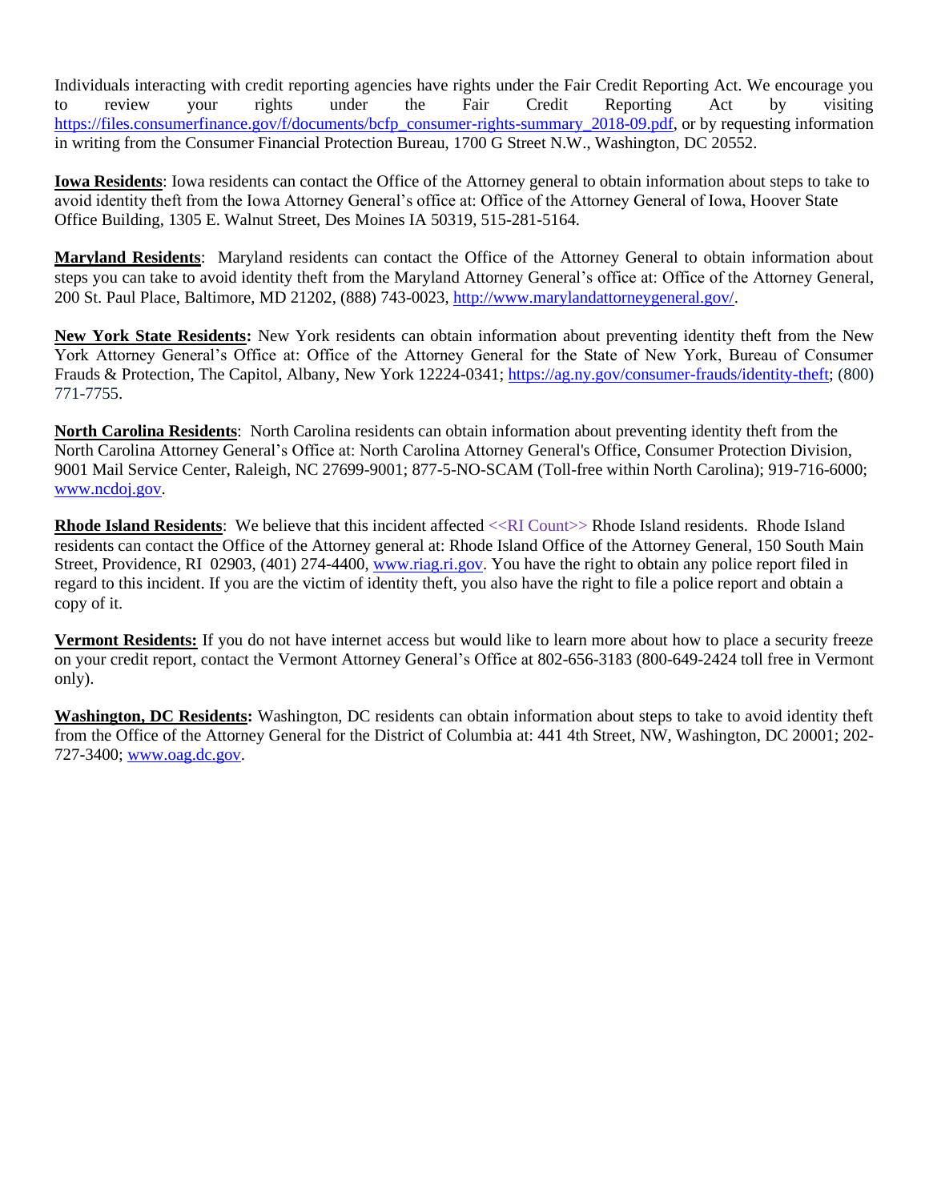Individuals interacting with credit reporting agencies have rights under the Fair Credit Reporting Act. We encourage you to review your rights under the Fair Credit Reporting Act by visiting https://files.consumerfinance.gov/f/documents/bcfp_consumer-rights-summary_2018-09.pdf, or by requesting information in writing from the Consumer Financial Protection Bureau, 1700 G Street N.W., Washington, DC 20552.

**Iowa Residents**: Iowa residents can contact the Office of the Attorney general to obtain information about steps to take to avoid identity theft from the Iowa Attorney General's office at: Office of the Attorney General of Iowa, Hoover State Office Building, 1305 E. Walnut Street, Des Moines IA 50319, 515-281-5164.

**Maryland Residents**: Maryland residents can contact the Office of the Attorney General to obtain information about steps you can take to avoid identity theft from the Maryland Attorney General's office at: Office of the Attorney General, 200 St. Paul Place, Baltimore, MD 21202, (888) 743-0023, http://www.marylandattorneygeneral.gov/.

**New York State Residents:** New York residents can obtain information about preventing identity theft from the New York Attorney General's Office at: Office of the Attorney General for the State of New York, Bureau of Consumer Frauds & Protection, The Capitol, Albany, New York 12224-0341; https://ag.ny.gov/consumer-frauds/identity-theft; (800) 771-7755.

**North Carolina Residents**: North Carolina residents can obtain information about preventing identity theft from the North Carolina Attorney General's Office at: North Carolina Attorney General's Office, Consumer Protection Division, 9001 Mail Service Center, Raleigh, NC 27699-9001; 877-5-NO-SCAM (Toll-free within North Carolina); 919-716-6000; www.ncdoj.gov.

**Rhode Island Residents**: We believe that this incident affected <<RI Count>> Rhode Island residents. Rhode Island residents can contact the Office of the Attorney general at: Rhode Island Office of the Attorney General, 150 South Main Street, Providence, RI 02903, (401) 274-4400, www.riag.ri.gov. You have the right to obtain any police report filed in regard to this incident. If you are the victim of identity theft, you also have the right to file a police report and obtain a copy of it.

**Vermont Residents:** If you do not have internet access but would like to learn more about how to place a security freeze on your credit report, contact the Vermont Attorney General's Office at 802-656-3183 (800-649-2424 toll free in Vermont only).

**Washington, DC Residents:** Washington, DC residents can obtain information about steps to take to avoid identity theft from the Office of the Attorney General for the District of Columbia at: 441 4th Street, NW, Washington, DC 20001; 202-727-3400; www.oag.dc.gov.